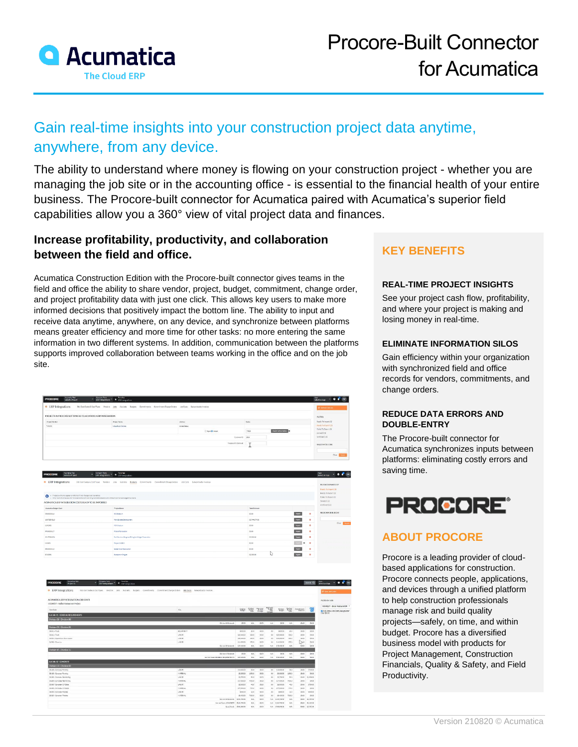# Procore-Built Connector for Acumatica

## Gain real-time insights into your construction project data anytime, anywhere, from any device.

The ability to understand where money is flowing on your construction project - whether you are managing the job site or in the accounting office - is essential to the financial health of your entire business. The Procore-built connector for Acumatica paired with Acumatica's superior field capabilities allow you a 360° view of vital project data and finances.

### Increase profitability, productivity, and collaboration between the field and office.

Acumatica Construction Edition with the Procore-built connector gives teams in the field and office the ability to share vendor, project, budget, commitment, change order, and project profitability data with just one click. This allows key users to make more informed decisions that positively impact the bottom line. The ability to input and receive data anytime, anywhere, on any device, and synchronize between platforms means greater efficiency and more time for other tasks: no more entering the same information in two different systems. In addition, communication between the platforms supports improved collaboration between teams working in the office and on the job site.

## KEY BENEFITS

### REAL-TIME PROJECT INSIGHTS

See your project cash flow, profitability, and where your project is making and losing money in real-time.

### ELIMINATE INFORMATION SILOS

Gain efficiency within your organization with synchronized field and office records for vendors, commitments, and change orders.

### REDUCE DATA ERRORS AND DOUBLE-ENTRY

The Procore-built connector for Acumatica synchronizes inputs between platforms: eliminating costly errors and saving time.

## ABOUT PROCORE

Procore is a leading provider of cloud-based applications for construction. Procore connects people, applications, and devices through a unified platform to help construction professionals manage risk and build quality projects—safely, on time, and within budget. Procore has a diversified business model with products for Project Management, Construction Financials, Quality & Safety, and Field Productivity.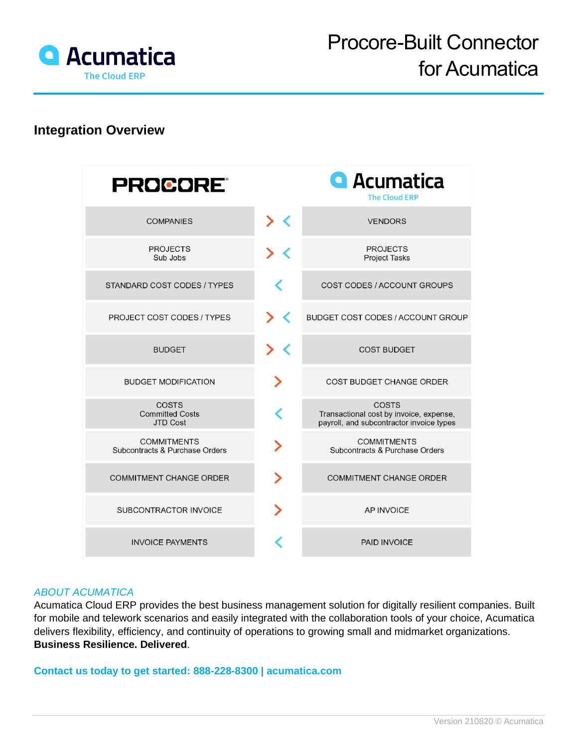# Procore-Built Connector for Acumatica

## Integration Overview

| PROCORE | | Acumatica The Cloud ERP |
|---|---|---|
| COMPANIES | > < | VENDORS |
| PROJECTS Sub Jobs | > < | PROJECTS Project Tasks |
| STANDARD COST CODES / TYPES | < | COST CODES / ACCOUNT GROUPS |
| PROJECT COST CODES / TYPES | > < | BUDGET COST CODES / ACCOUNT GROUP |
| BUDGET | > < | COST BUDGET |
| BUDGET MODIFICATION | > | COST BUDGET CHANGE ORDER |
| COSTS Committed Costs JTD Cost | < | COSTS Transactional cost by invoice, expense, payroll, and subcontractor invoice types |
| COMMITMENTS Subcontracts & Purchase Orders | > | COMMITMENTS Subcontracts & Purchase Orders |
| COMMITMENT CHANGE ORDER | > | COMMITMENT CHANGE ORDER |
| SUBCONTRACTOR INVOICE | > | AP INVOICE |
| INVOICE PAYMENTS | < | PAID INVOICE |

*ABOUT ACUMATICA*

Acumatica Cloud ERP provides the best business management solution for digitally resilient companies. Built for mobile and telework scenarios and easily integrated with the collaboration tools of your choice, Acumatica delivers flexibility, efficiency, and continuity of operations to growing small and midmarket organizations. **Business Resilience. Delivered**.

**Contact us today to get started: 888-228-8300 | acumatica.com**

Version 210820 © Acumatica